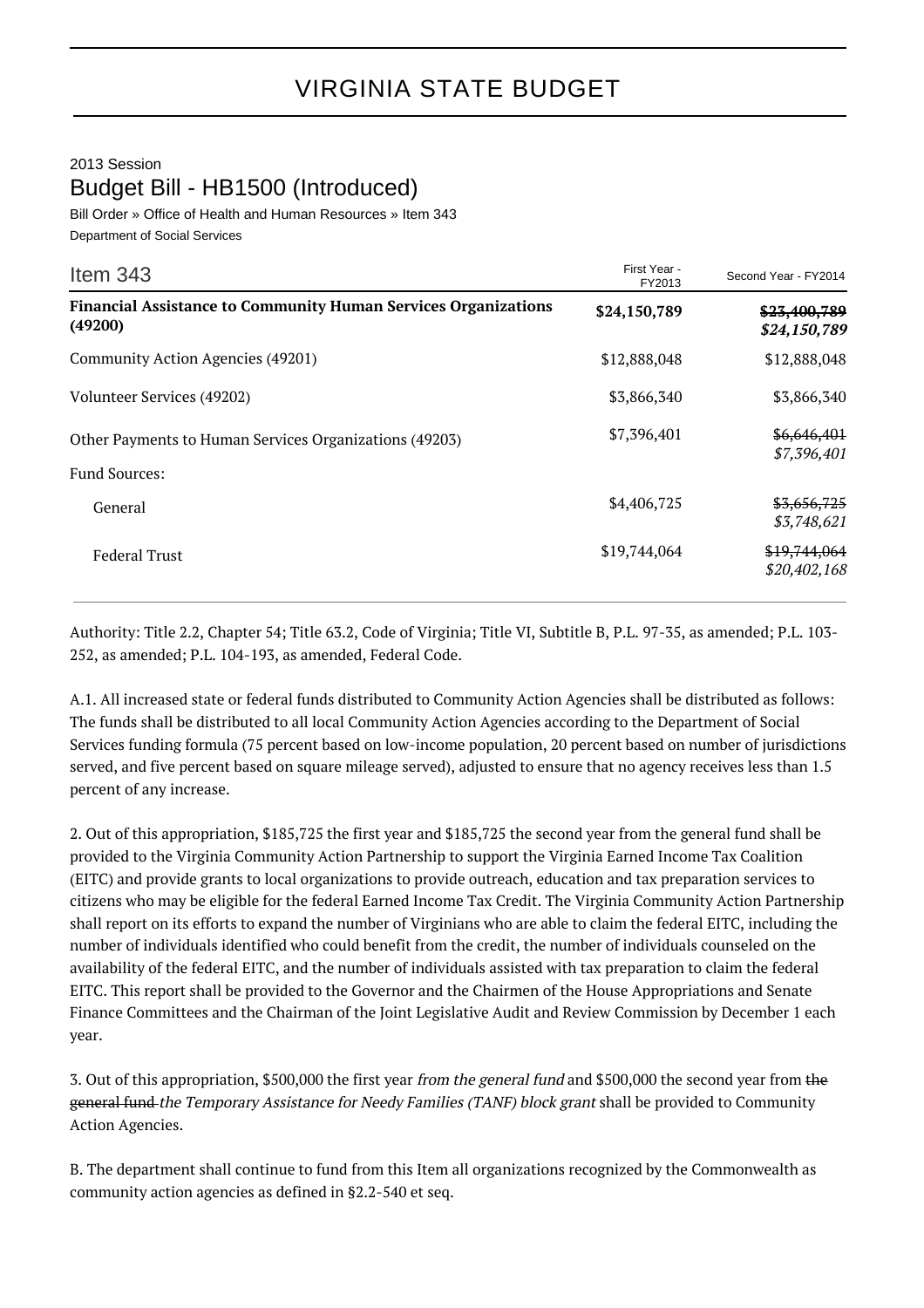# VIRGINIA STATE BUDGET

2013 Session

## Budget Bill - HB1500 (Introduced)

Bill Order » Office of Health and Human Resources » Item 343

Department of Social Services

| Item 343 | First Year - FY2013 | Second Year - FY2014 |
|---|---|---|
| **Financial Assistance to Community Human Services Organizations (49200)** | **$24,150,789** | ~~**$23,400,789**~~ ***$24,150,789*** |
| Community Action Agencies (49201) | $12,888,048 | $12,888,048 |
| Volunteer Services (49202) | $3,866,340 | $3,866,340 |
| Other Payments to Human Services Organizations (49203) | $7,396,401 | ~~$6,646,401~~ *$7,396,401* |
| Fund Sources: | | |
| General | $4,406,725 | ~~$3,656,725~~ *$3,748,621* |
| Federal Trust | $19,744,064 | ~~$19,744,064~~ *$20,402,168* |

Authority: Title 2.2, Chapter 54; Title 63.2, Code of Virginia; Title VI, Subtitle B, P.L. 97-35, as amended; P.L. 103-252, as amended; P.L. 104-193, as amended, Federal Code.

A.1. All increased state or federal funds distributed to Community Action Agencies shall be distributed as follows: The funds shall be distributed to all local Community Action Agencies according to the Department of Social Services funding formula (75 percent based on low-income population, 20 percent based on number of jurisdictions served, and five percent based on square mileage served), adjusted to ensure that no agency receives less than 1.5 percent of any increase.

2. Out of this appropriation, $185,725 the first year and $185,725 the second year from the general fund shall be provided to the Virginia Community Action Partnership to support the Virginia Earned Income Tax Coalition (EITC) and provide grants to local organizations to provide outreach, education and tax preparation services to citizens who may be eligible for the federal Earned Income Tax Credit. The Virginia Community Action Partnership shall report on its efforts to expand the number of Virginians who are able to claim the federal EITC, including the number of individuals identified who could benefit from the credit, the number of individuals counseled on the availability of the federal EITC, and the number of individuals assisted with tax preparation to claim the federal EITC. This report shall be provided to the Governor and the Chairmen of the House Appropriations and Senate Finance Committees and the Chairman of the Joint Legislative Audit and Review Commission by December 1 each year.

3. Out of this appropriation, $500,000 the first year *from the general fund* and $500,000 the second year from ~~the general fund~~ *the Temporary Assistance for Needy Families (TANF) block grant* shall be provided to Community Action Agencies.

B. The department shall continue to fund from this Item all organizations recognized by the Commonwealth as community action agencies as defined in §2.2-540 et seq.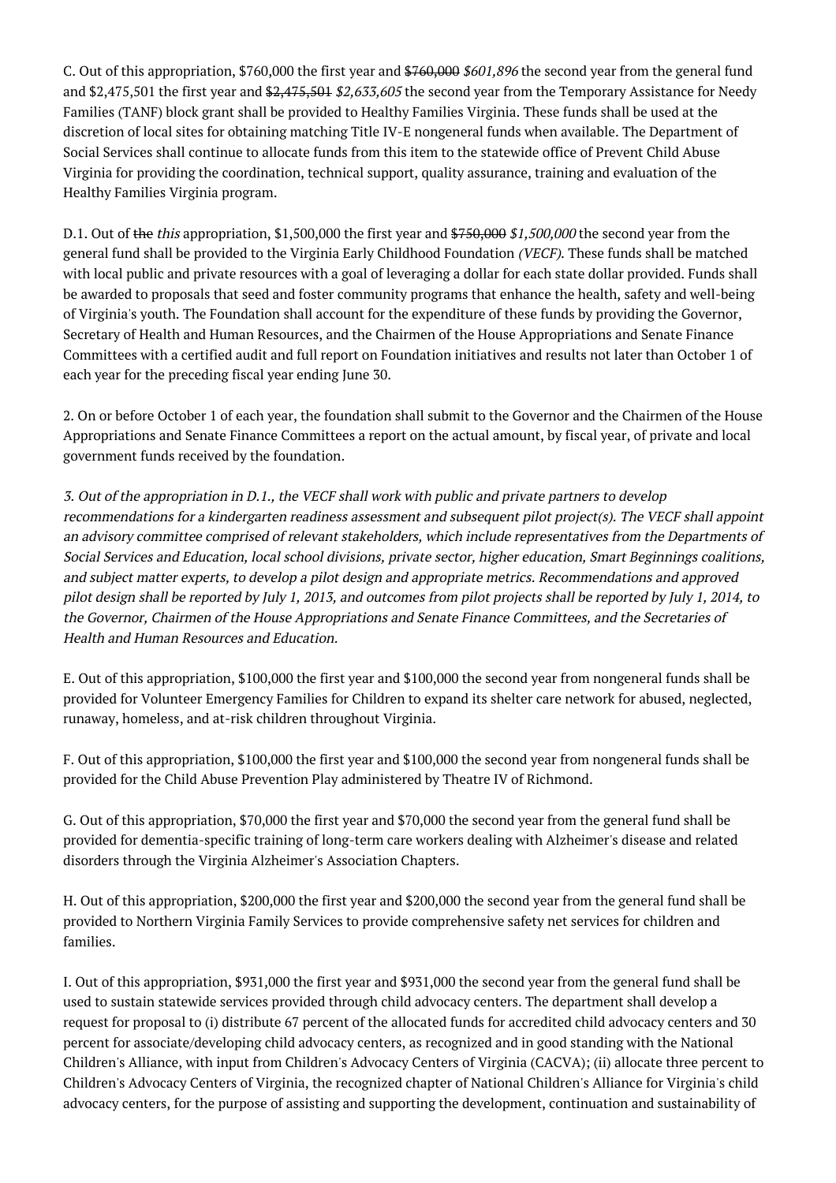C. Out of this appropriation, $760,000 the first year and ~~$760,000~~ *$601,896* the second year from the general fund and $2,475,501 the first year and ~~$2,475,501~~ *$2,633,605* the second year from the Temporary Assistance for Needy Families (TANF) block grant shall be provided to Healthy Families Virginia. These funds shall be used at the discretion of local sites for obtaining matching Title IV-E nongeneral funds when available. The Department of Social Services shall continue to allocate funds from this item to the statewide office of Prevent Child Abuse Virginia for providing the coordination, technical support, quality assurance, training and evaluation of the Healthy Families Virginia program.

D.1. Out of ~~the~~ *this* appropriation, $1,500,000 the first year and ~~$750,000~~ *$1,500,000* the second year from the general fund shall be provided to the Virginia Early Childhood Foundation *(VECF)*. These funds shall be matched with local public and private resources with a goal of leveraging a dollar for each state dollar provided. Funds shall be awarded to proposals that seed and foster community programs that enhance the health, safety and well-being of Virginia's youth. The Foundation shall account for the expenditure of these funds by providing the Governor, Secretary of Health and Human Resources, and the Chairmen of the House Appropriations and Senate Finance Committees with a certified audit and full report on Foundation initiatives and results not later than October 1 of each year for the preceding fiscal year ending June 30.

2. On or before October 1 of each year, the foundation shall submit to the Governor and the Chairmen of the House Appropriations and Senate Finance Committees a report on the actual amount, by fiscal year, of private and local government funds received by the foundation.

*3. Out of the appropriation in D.1., the VECF shall work with public and private partners to develop recommendations for a kindergarten readiness assessment and subsequent pilot project(s). The VECF shall appoint an advisory committee comprised of relevant stakeholders, which includes representatives from the Departments of Social Services and Education, local school divisions, private sector, higher education, Smart Beginnings coalitions, and subject matter experts, to develop a pilot design and appropriate metrics. Recommendations and approved pilot design shall be reported by July 1, 2013, and outcomes from pilot projects shall be reported by July 1, 2014, to the Governor, Chairmen of the House Appropriations and Senate Finance Committees, and the Secretaries of Health and Human Resources and Education.*

E. Out of this appropriation, $100,000 the first year and $100,000 the second year from nongeneral funds shall be provided for Volunteer Emergency Families for Children to expand its shelter care network for abused, neglected, runaway, homeless, and at-risk children throughout Virginia.

F. Out of this appropriation, $100,000 the first year and $100,000 the second year from nongeneral funds shall be provided for the Child Abuse Prevention Play administered by Theatre IV of Richmond.

G. Out of this appropriation, $70,000 the first year and $70,000 the second year from the general fund shall be provided for dementia-specific training of long-term care workers dealing with Alzheimer's disease and related disorders through the Virginia Alzheimer's Association Chapters.

H. Out of this appropriation, $200,000 the first year and $200,000 the second year from the general fund shall be provided to Northern Virginia Family Services to provide comprehensive safety net services for children and families.

I. Out of this appropriation, $931,000 the first year and $931,000 the second year from the general fund shall be used to sustain statewide services provided through child advocacy centers. The department shall develop a request for proposal to (i) distribute 67 percent of the allocated funds for accredited child advocacy centers and 30 percent for associate/developing child advocacy centers, as recognized and in good standing with the National Children's Alliance, with input from Children's Advocacy Centers of Virginia (CACVA); (ii) allocate three percent to Children's Advocacy Centers of Virginia, the recognized chapter of National Children's Alliance for Virginia's child advocacy centers, for the purpose of assisting and supporting the development, continuation and sustainability of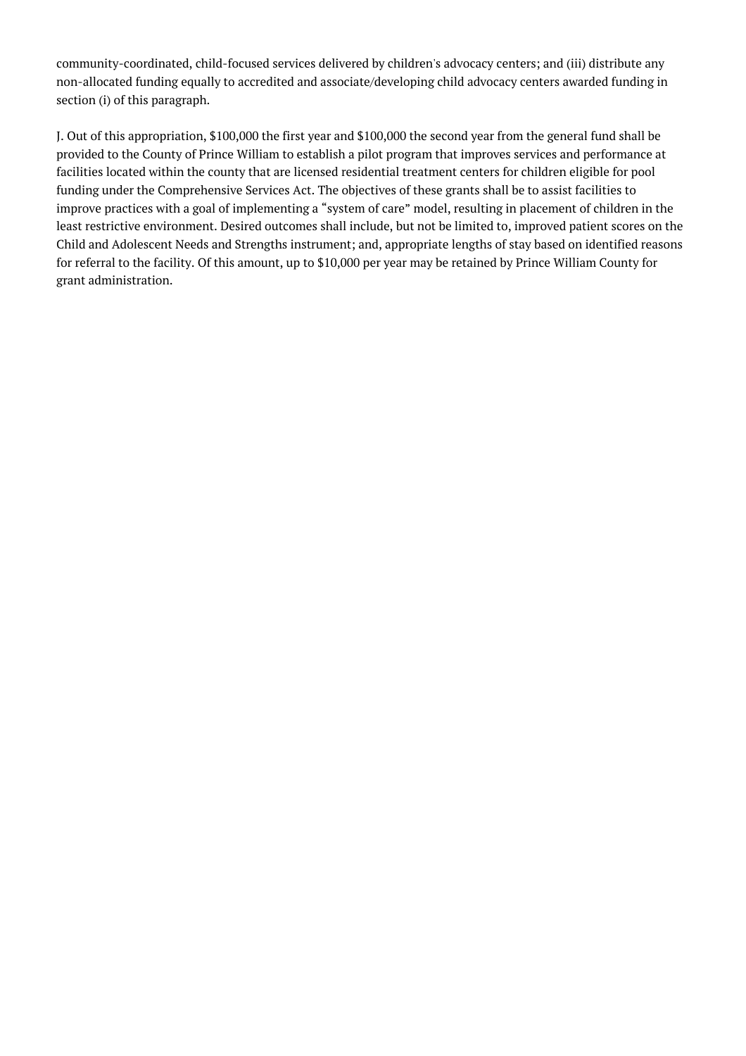community-coordinated, child-focused services delivered by children's advocacy centers; and (iii) distribute any non-allocated funding equally to accredited and associate/developing child advocacy centers awarded funding in section (i) of this paragraph.

J. Out of this appropriation, $100,000 the first year and $100,000 the second year from the general fund shall be provided to the County of Prince William to establish a pilot program that improves services and performance at facilities located within the county that are licensed residential treatment centers for children eligible for pool funding under the Comprehensive Services Act. The objectives of these grants shall be to assist facilities to improve practices with a goal of implementing a "system of care" model, resulting in placement of children in the least restrictive environment. Desired outcomes shall include, but not be limited to, improved patient scores on the Child and Adolescent Needs and Strengths instrument; and, appropriate lengths of stay based on identified reasons for referral to the facility. Of this amount, up to $10,000 per year may be retained by Prince William County for grant administration.